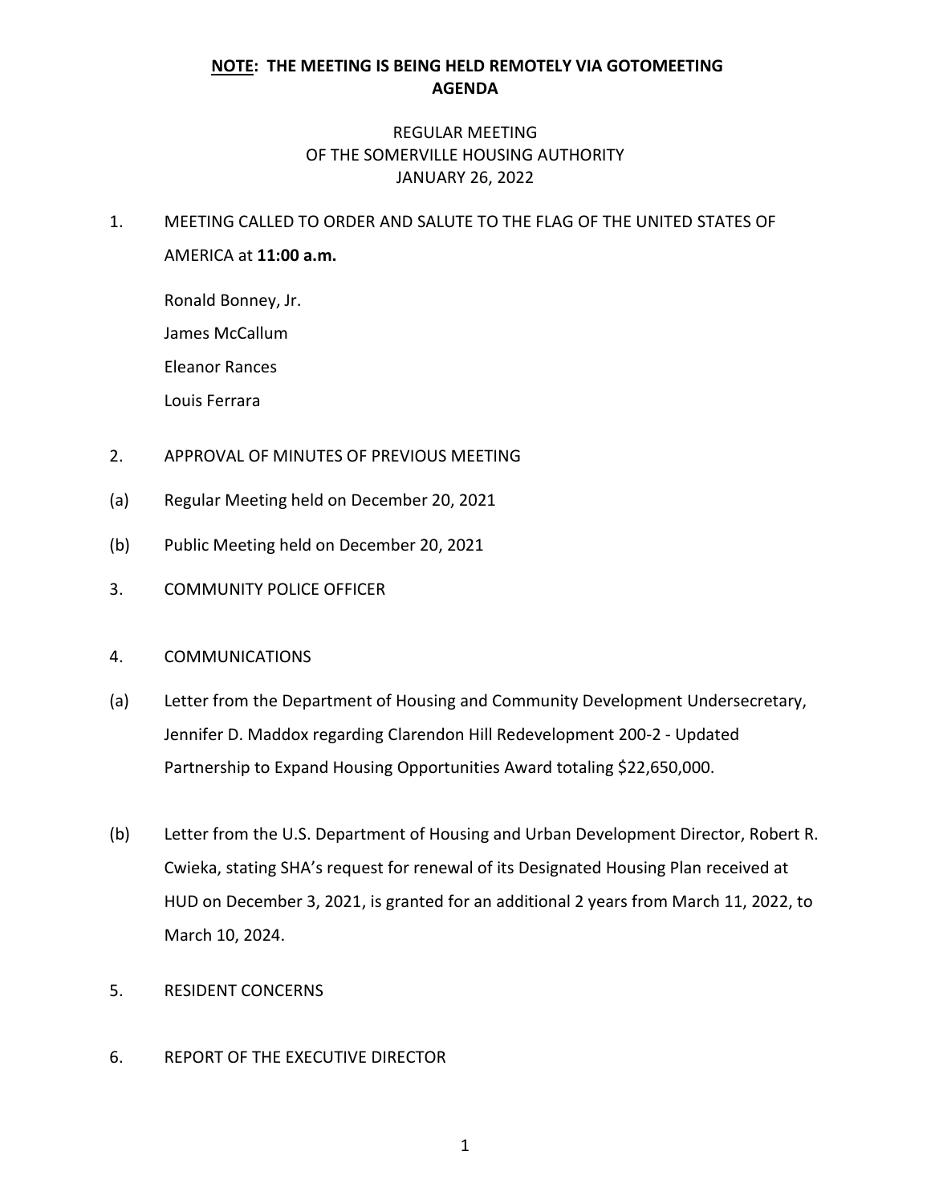**NOTE: THE MEETING IS BEING HELD REMOTELY VIA GOTOMEETING**
**AGENDA**

REGULAR MEETING
OF THE SOMERVILLE HOUSING AUTHORITY
JANUARY 26, 2022

1. MEETING CALLED TO ORDER AND SALUTE TO THE FLAG OF THE UNITED STATES OF AMERICA at **11:00 a.m.**

   Ronald Bonney, Jr.

   James McCallum

   Eleanor Rances

   Louis Ferrara

2. APPROVAL OF MINUTES OF PREVIOUS MEETING

(a) Regular Meeting held on December 20, 2021

(b) Public Meeting held on December 20, 2021

3. COMMUNITY POLICE OFFICER

4. COMMUNICATIONS

(a) Letter from the Department of Housing and Community Development Undersecretary, Jennifer D. Maddox regarding Clarendon Hill Redevelopment 200-2 - Updated Partnership to Expand Housing Opportunities Award totaling $22,650,000.

(b) Letter from the U.S. Department of Housing and Urban Development Director, Robert R. Cwieka, stating SHA's request for renewal of its Designated Housing Plan received at HUD on December 3, 2021, is granted for an additional 2 years from March 11, 2022, to March 10, 2024.

5. RESIDENT CONCERNS

6. REPORT OF THE EXECUTIVE DIRECTOR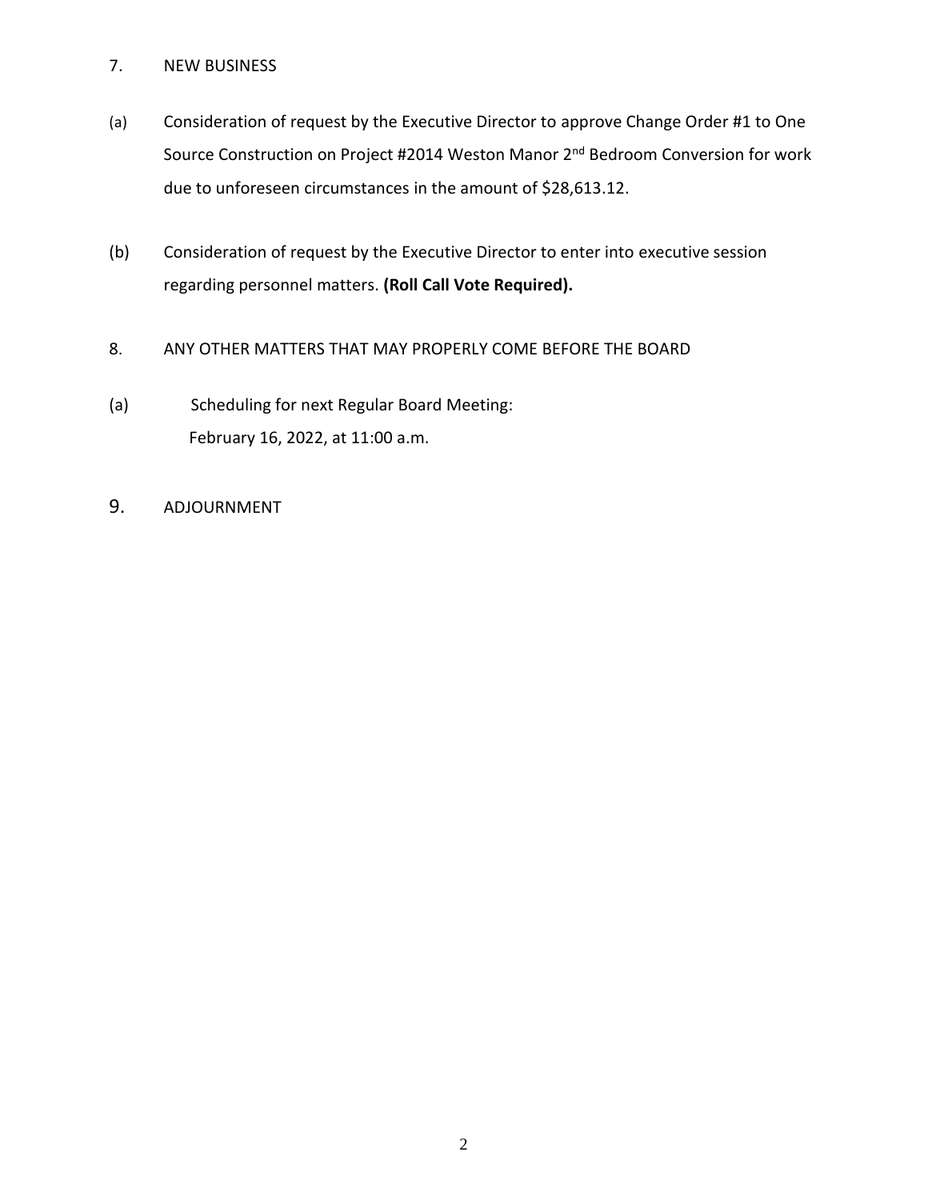7. NEW BUSINESS

(a) Consideration of request by the Executive Director to approve Change Order #1 to One Source Construction on Project #2014 Weston Manor 2nd Bedroom Conversion for work due to unforeseen circumstances in the amount of $28,613.12.

(b) Consideration of request by the Executive Director to enter into executive session regarding personnel matters. **(Roll Call Vote Required).**

8. ANY OTHER MATTERS THAT MAY PROPERLY COME BEFORE THE BOARD

(a) Scheduling for next Regular Board Meeting:
February 16, 2022, at 11:00 a.m.

9. ADJOURNMENT